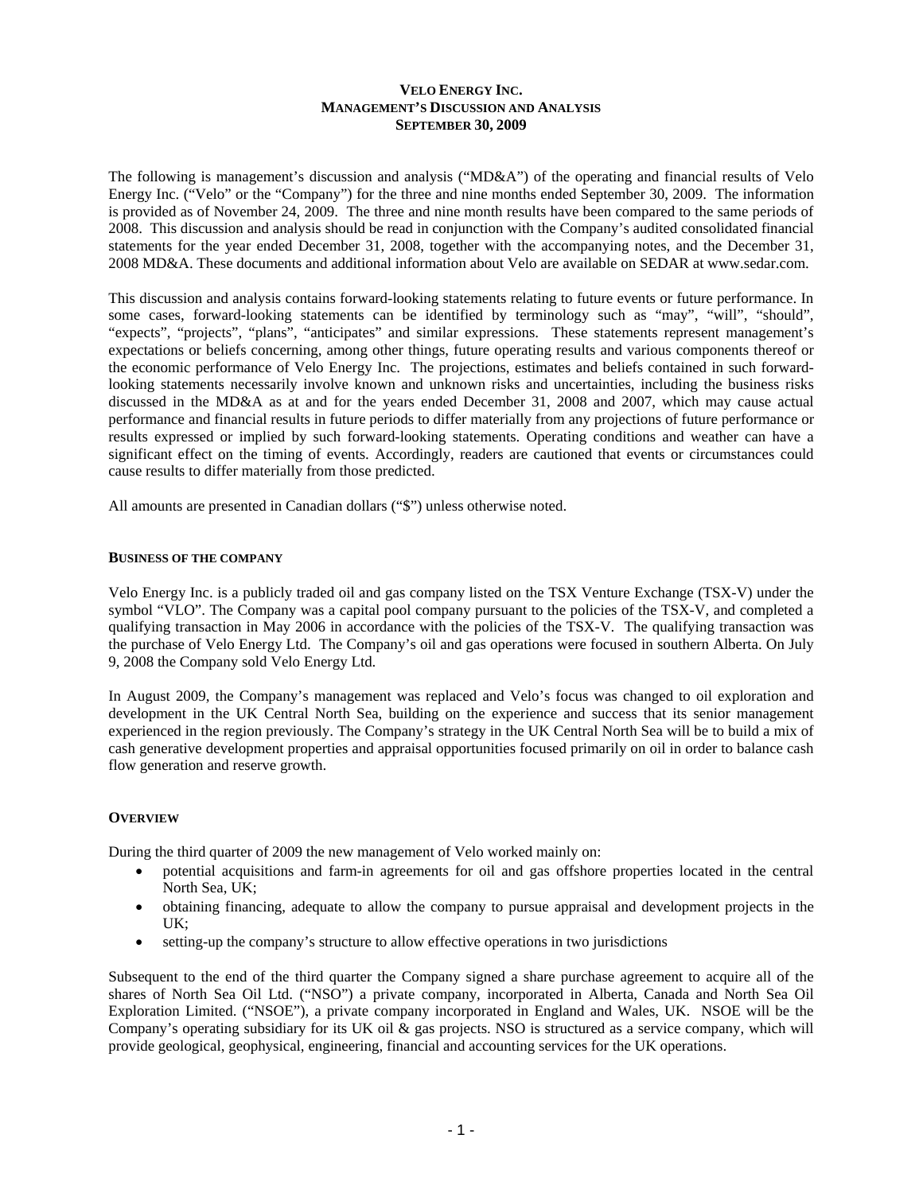# VELO ENERGY INC.
# MANAGEMENT'S DISCUSSION AND ANALYSIS
# SEPTEMBER 30, 2009

The following is management's discussion and analysis ("MD&A") of the operating and financial results of Velo Energy Inc. ("Velo" or the "Company") for the three and nine months ended September 30, 2009. The information is provided as of November 24, 2009. The three and nine month results have been compared to the same periods of 2008. This discussion and analysis should be read in conjunction with the Company's audited consolidated financial statements for the year ended December 31, 2008, together with the accompanying notes, and the December 31, 2008 MD&A. These documents and additional information about Velo are available on SEDAR at www.sedar.com.

This discussion and analysis contains forward-looking statements relating to future events or future performance. In some cases, forward-looking statements can be identified by terminology such as "may", "will", "should", "expects", "projects", "plans", "anticipates" and similar expressions. These statements represent management's expectations or beliefs concerning, among other things, future operating results and various components thereof or the economic performance of Velo Energy Inc. The projections, estimates and beliefs contained in such forward-looking statements necessarily involve known and unknown risks and uncertainties, including the business risks discussed in the MD&A as at and for the years ended December 31, 2008 and 2007, which may cause actual performance and financial results in future periods to differ materially from any projections of future performance or results expressed or implied by such forward-looking statements. Operating conditions and weather can have a significant effect on the timing of events. Accordingly, readers are cautioned that events or circumstances could cause results to differ materially from those predicted.

All amounts are presented in Canadian dollars ("$") unless otherwise noted.

## BUSINESS OF THE COMPANY

Velo Energy Inc. is a publicly traded oil and gas company listed on the TSX Venture Exchange (TSX-V) under the symbol "VLO". The Company was a capital pool company pursuant to the policies of the TSX-V, and completed a qualifying transaction in May 2006 in accordance with the policies of the TSX-V. The qualifying transaction was the purchase of Velo Energy Ltd. The Company's oil and gas operations were focused in southern Alberta. On July 9, 2008 the Company sold Velo Energy Ltd.

In August 2009, the Company's management was replaced and Velo's focus was changed to oil exploration and development in the UK Central North Sea, building on the experience and success that its senior management experienced in the region previously. The Company's strategy in the UK Central North Sea will be to build a mix of cash generative development properties and appraisal opportunities focused primarily on oil in order to balance cash flow generation and reserve growth.

## OVERVIEW

During the third quarter of 2009 the new management of Velo worked mainly on:

- potential acquisitions and farm-in agreements for oil and gas offshore properties located in the central North Sea, UK;
- obtaining financing, adequate to allow the company to pursue appraisal and development projects in the UK;
- setting-up the company's structure to allow effective operations in two jurisdictions

Subsequent to the end of the third quarter the Company signed a share purchase agreement to acquire all of the shares of North Sea Oil Ltd. ("NSO") a private company, incorporated in Alberta, Canada and North Sea Oil Exploration Limited. ("NSOE"), a private company incorporated in England and Wales, UK. NSOE will be the Company's operating subsidiary for its UK oil & gas projects. NSO is structured as a service company, which will provide geological, geophysical, engineering, financial and accounting services for the UK operations.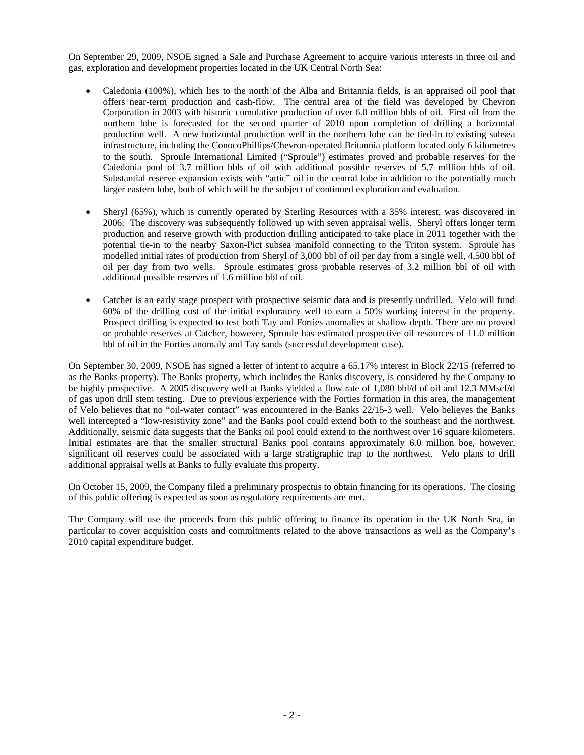On September 29, 2009, NSOE signed a Sale and Purchase Agreement to acquire various interests in three oil and gas, exploration and development properties located in the UK Central North Sea:

- Caledonia (100%), which lies to the north of the Alba and Britannia fields, is an appraised oil pool that offers near-term production and cash-flow. The central area of the field was developed by Chevron Corporation in 2003 with historic cumulative production of over 6.0 million bbls of oil. First oil from the northern lobe is forecasted for the second quarter of 2010 upon completion of drilling a horizontal production well. A new horizontal production well in the northern lobe can be tied-in to existing subsea infrastructure, including the ConocoPhillips/Chevron-operated Britannia platform located only 6 kilometres to the south. Sproule International Limited ("Sproule") estimates proved and probable reserves for the Caledonia pool of 3.7 million bbls of oil with additional possible reserves of 5.7 million bbls of oil. Substantial reserve expansion exists with "attic" oil in the central lobe in addition to the potentially much larger eastern lobe, both of which will be the subject of continued exploration and evaluation.

- Sheryl (65%), which is currently operated by Sterling Resources with a 35% interest, was discovered in 2006. The discovery was subsequently followed up with seven appraisal wells. Sheryl offers longer term production and reserve growth with production drilling anticipated to take place in 2011 together with the potential tie-in to the nearby Saxon-Pict subsea manifold connecting to the Triton system. Sproule has modelled initial rates of production from Sheryl of 3,000 bbl of oil per day from a single well, 4,500 bbl of oil per day from two wells. Sproule estimates gross probable reserves of 3.2 million bbl of oil with additional possible reserves of 1.6 million bbl of oil.

- Catcher is an early stage prospect with prospective seismic data and is presently undrilled. Velo will fund 60% of the drilling cost of the initial exploratory well to earn a 50% working interest in the property. Prospect drilling is expected to test both Tay and Forties anomalies at shallow depth. There are no proved or probable reserves at Catcher, however, Sproule has estimated prospective oil resources of 11.0 million bbl of oil in the Forties anomaly and Tay sands (successful development case).

On September 30, 2009, NSOE has signed a letter of intent to acquire a 65.17% interest in Block 22/15 (referred to as the Banks property). The Banks property, which includes the Banks discovery, is considered by the Company to be highly prospective. A 2005 discovery well at Banks yielded a flow rate of 1,080 bbl/d of oil and 12.3 MMscf/d of gas upon drill stem testing. Due to previous experience with the Forties formation in this area, the management of Velo believes that no "oil-water contact" was encountered in the Banks 22/15-3 well. Velo believes the Banks well intercepted a "low-resistivity zone" and the Banks pool could extend both to the southeast and the northwest. Additionally, seismic data suggests that the Banks oil pool could extend to the northwest over 16 square kilometers. Initial estimates are that the smaller structural Banks pool contains approximately 6.0 million boe, however, significant oil reserves could be associated with a large stratigraphic trap to the northwest. Velo plans to drill additional appraisal wells at Banks to fully evaluate this property.

On October 15, 2009, the Company filed a preliminary prospectus to obtain financing for its operations. The closing of this public offering is expected as soon as regulatory requirements are met.

The Company will use the proceeds from this public offering to finance its operation in the UK North Sea, in particular to cover acquisition costs and commitments related to the above transactions as well as the Company's 2010 capital expenditure budget.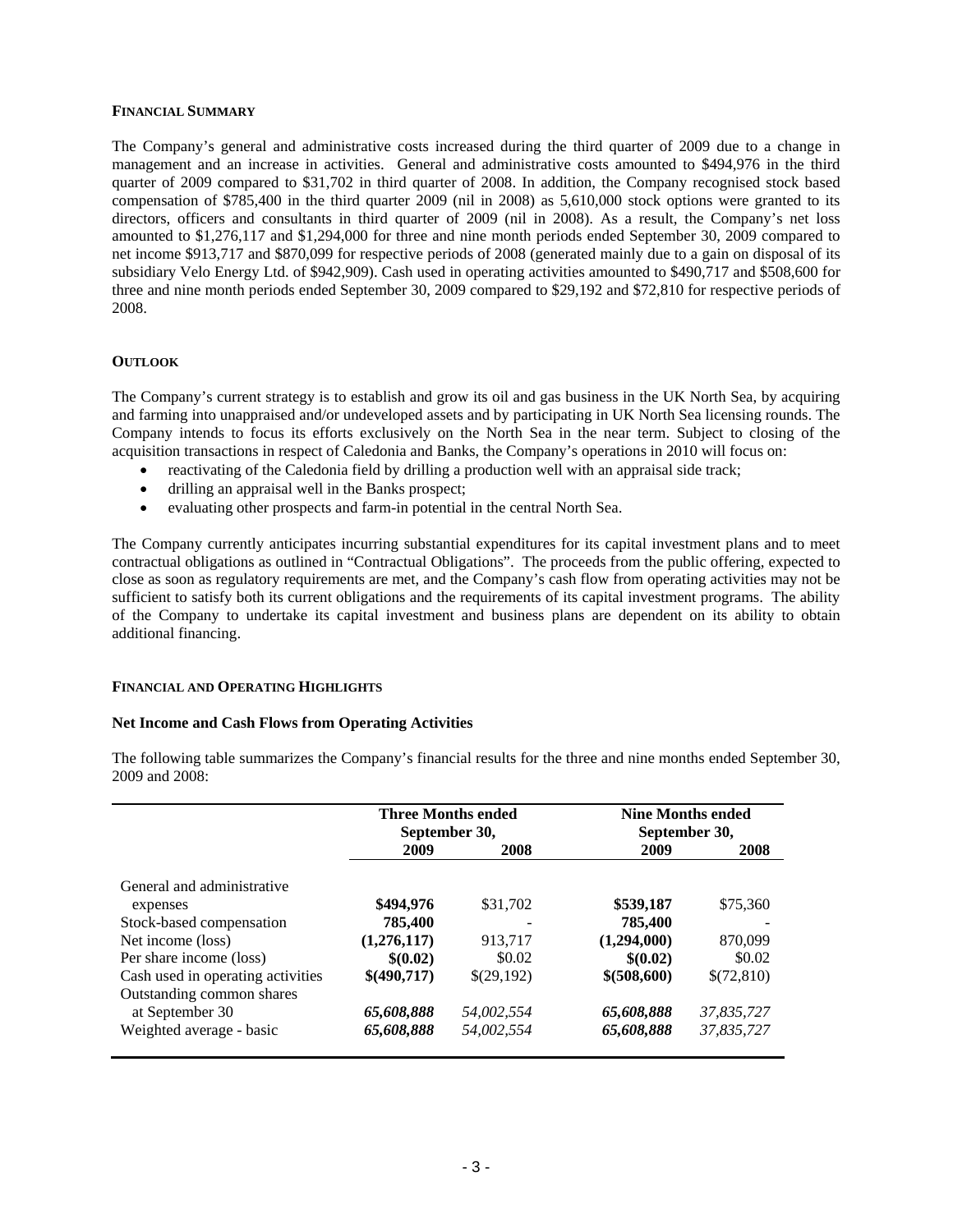**FINANCIAL SUMMARY**

The Company's general and administrative costs increased during the third quarter of 2009 due to a change in management and an increase in activities. General and administrative costs amounted to $494,976 in the third quarter of 2009 compared to $31,702 in third quarter of 2008. In addition, the Company recognised stock based compensation of $785,400 in the third quarter 2009 (nil in 2008) as 5,610,000 stock options were granted to its directors, officers and consultants in third quarter of 2009 (nil in 2008). As a result, the Company's net loss amounted to $1,276,117 and $1,294,000 for three and nine month periods ended September 30, 2009 compared to net income $913,717 and $870,099 for respective periods of 2008 (generated mainly due to a gain on disposal of its subsidiary Velo Energy Ltd. of $942,909). Cash used in operating activities amounted to $490,717 and $508,600 for three and nine month periods ended September 30, 2009 compared to $29,192 and $72,810 for respective periods of 2008.

**OUTLOOK**

The Company's current strategy is to establish and grow its oil and gas business in the UK North Sea, by acquiring and farming into unappraised and/or undeveloped assets and by participating in UK North Sea licensing rounds. The Company intends to focus its efforts exclusively on the North Sea in the near term. Subject to closing of the acquisition transactions in respect of Caledonia and Banks, the Company's operations in 2010 will focus on:

- reactivating of the Caledonia field by drilling a production well with an appraisal side track;
- drilling an appraisal well in the Banks prospect;
- evaluating other prospects and farm-in potential in the central North Sea.

The Company currently anticipates incurring substantial expenditures for its capital investment plans and to meet contractual obligations as outlined in "Contractual Obligations". The proceeds from the public offering, expected to close as soon as regulatory requirements are met, and the Company's cash flow from operating activities may not be sufficient to satisfy both its current obligations and the requirements of its capital investment programs. The ability of the Company to undertake its capital investment and business plans are dependent on its ability to obtain additional financing.

**FINANCIAL AND OPERATING HIGHLIGHTS**

**Net Income and Cash Flows from Operating Activities**

The following table summarizes the Company's financial results for the three and nine months ended September 30, 2009 and 2008:

| | Three Months ended September 30, | | Nine Months ended September 30, | |
|---|---|---|---|---|
| | 2009 | 2008 | 2009 | 2008 |
| General and administrative expenses | **$494,976** | $31,702 | **$539,187** | $75,360 |
| Stock-based compensation | **785,400** | - | **785,400** | - |
| Net income (loss) | **(1,276,117)** | 913,717 | **(1,294,000)** | 870,099 |
| Per share income (loss) | **$(0.02)** | $0.02 | **$(0.02)** | $0.02 |
| Cash used in operating activities | **$(490,717)** | $(29,192) | **$(508,600)** | $(72,810) |
| Outstanding common shares at September 30 | ***65,608,888*** | *54,002,554* | ***65,608,888*** | *37,835,727* |
| Weighted average - basic | ***65,608,888*** | *54,002,554* | ***65,608,888*** | *37,835,727* |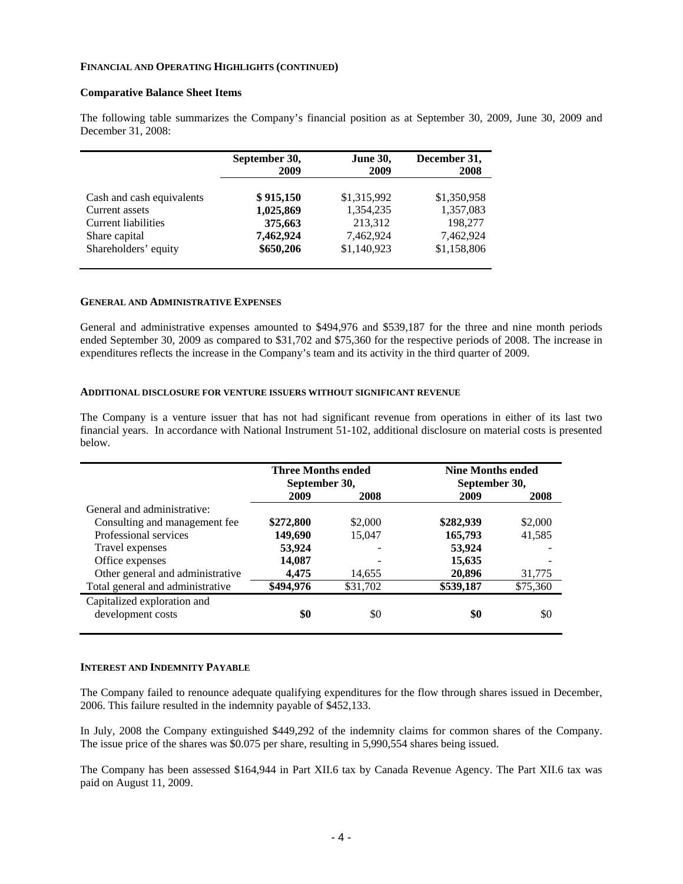**FINANCIAL AND OPERATING HIGHLIGHTS (CONTINUED)**

**Comparative Balance Sheet Items**

The following table summarizes the Company's financial position as at September 30, 2009, June 30, 2009 and December 31, 2008:

| | September 30, 2009 | June 30, 2009 | December 31, 2008 |
|---|---|---|---|
| Cash and cash equivalents | **$ 915,150** | $1,315,992 | $1,350,958 |
| Current assets | **1,025,869** | 1,354,235 | 1,357,083 |
| Current liabilities | **375,663** | 213,312 | 198,277 |
| Share capital | **7,462,924** | 7,462,924 | 7,462,924 |
| Shareholders' equity | **$650,206** | $1,140,923 | $1,158,806 |

**GENERAL AND ADMINISTRATIVE EXPENSES**

General and administrative expenses amounted to $494,976 and $539,187 for the three and nine month periods ended September 30, 2009 as compared to $31,702 and $75,360 for the respective periods of 2008. The increase in expenditures reflects the increase in the Company's team and its activity in the third quarter of 2009.

**ADDITIONAL DISCLOSURE FOR VENTURE ISSUERS WITHOUT SIGNIFICANT REVENUE**

The Company is a venture issuer that has not had significant revenue from operations in either of its last two financial years. In accordance with National Instrument 51-102, additional disclosure on material costs is presented below.

| | Three Months ended September 30, | | Nine Months ended September 30, | |
|---|---|---|---|---|
| | 2009 | 2008 | 2009 | 2008 |
| General and administrative: | | | | |
| Consulting and management fee | **$272,800** | $2,000 | **$282,939** | $2,000 |
| Professional services | **149,690** | 15,047 | **165,793** | 41,585 |
| Travel expenses | **53,924** | - | **53,924** | - |
| Office expenses | **14,087** | - | **15,635** | - |
| Other general and administrative | **4,475** | 14,655 | **20,896** | 31,775 |
| Total general and administrative | **$494,976** | $31,702 | **$539,187** | $75,360 |
| Capitalized exploration and development costs | **$0** | $0 | **$0** | $0 |

**INTEREST AND INDEMNITY PAYABLE**

The Company failed to renounce adequate qualifying expenditures for the flow through shares issued in December, 2006. This failure resulted in the indemnity payable of $452,133.

In July, 2008 the Company extinguished $449,292 of the indemnity claims for common shares of the Company. The issue price of the shares was $0.075 per share, resulting in 5,990,554 shares being issued.

The Company has been assessed $164,944 in Part XII.6 tax by Canada Revenue Agency. The Part XII.6 tax was paid on August 11, 2009.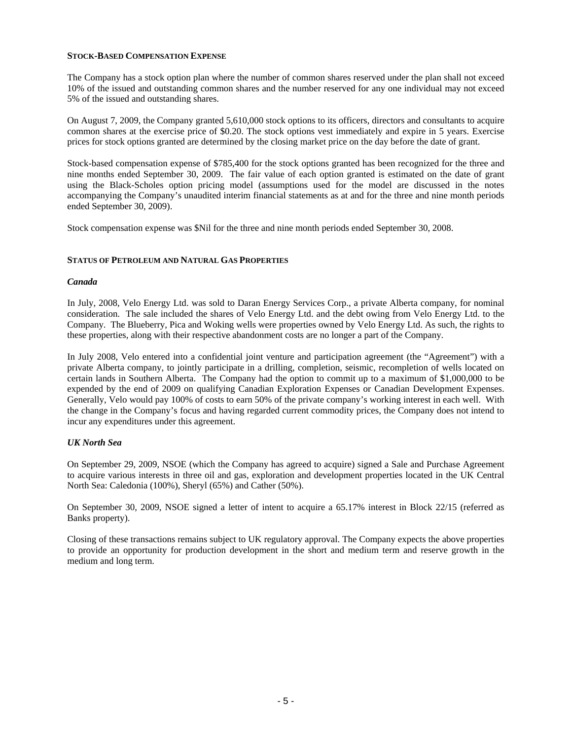## STOCK-BASED COMPENSATION EXPENSE

The Company has a stock option plan where the number of common shares reserved under the plan shall not exceed 10% of the issued and outstanding common shares and the number reserved for any one individual may not exceed 5% of the issued and outstanding shares.

On August 7, 2009, the Company granted 5,610,000 stock options to its officers, directors and consultants to acquire common shares at the exercise price of $0.20. The stock options vest immediately and expire in 5 years. Exercise prices for stock options granted are determined by the closing market price on the day before the date of grant.

Stock-based compensation expense of $785,400 for the stock options granted has been recognized for the three and nine months ended September 30, 2009. The fair value of each option granted is estimated on the date of grant using the Black-Scholes option pricing model (assumptions used for the model are discussed in the notes accompanying the Company's unaudited interim financial statements as at and for the three and nine month periods ended September 30, 2009).

Stock compensation expense was $Nil for the three and nine month periods ended September 30, 2008.

## STATUS OF PETROLEUM AND NATURAL GAS PROPERTIES

### *Canada*

In July, 2008, Velo Energy Ltd. was sold to Daran Energy Services Corp., a private Alberta company, for nominal consideration. The sale included the shares of Velo Energy Ltd. and the debt owing from Velo Energy Ltd. to the Company. The Blueberry, Pica and Woking wells were properties owned by Velo Energy Ltd. As such, the rights to these properties, along with their respective abandonment costs are no longer a part of the Company.

In July 2008, Velo entered into a confidential joint venture and participation agreement (the "Agreement") with a private Alberta company, to jointly participate in a drilling, completion, seismic, recompletion of wells located on certain lands in Southern Alberta. The Company had the option to commit up to a maximum of $1,000,000 to be expended by the end of 2009 on qualifying Canadian Exploration Expenses or Canadian Development Expenses. Generally, Velo would pay 100% of costs to earn 50% of the private company's working interest in each well. With the change in the Company's focus and having regarded current commodity prices, the Company does not intend to incur any expenditures under this agreement.

### *UK North Sea*

On September 29, 2009, NSOE (which the Company has agreed to acquire) signed a Sale and Purchase Agreement to acquire various interests in three oil and gas, exploration and development properties located in the UK Central North Sea: Caledonia (100%), Sheryl (65%) and Cather (50%).

On September 30, 2009, NSOE signed a letter of intent to acquire a 65.17% interest in Block 22/15 (referred as Banks property).

Closing of these transactions remains subject to UK regulatory approval. The Company expects the above properties to provide an opportunity for production development in the short and medium term and reserve growth in the medium and long term.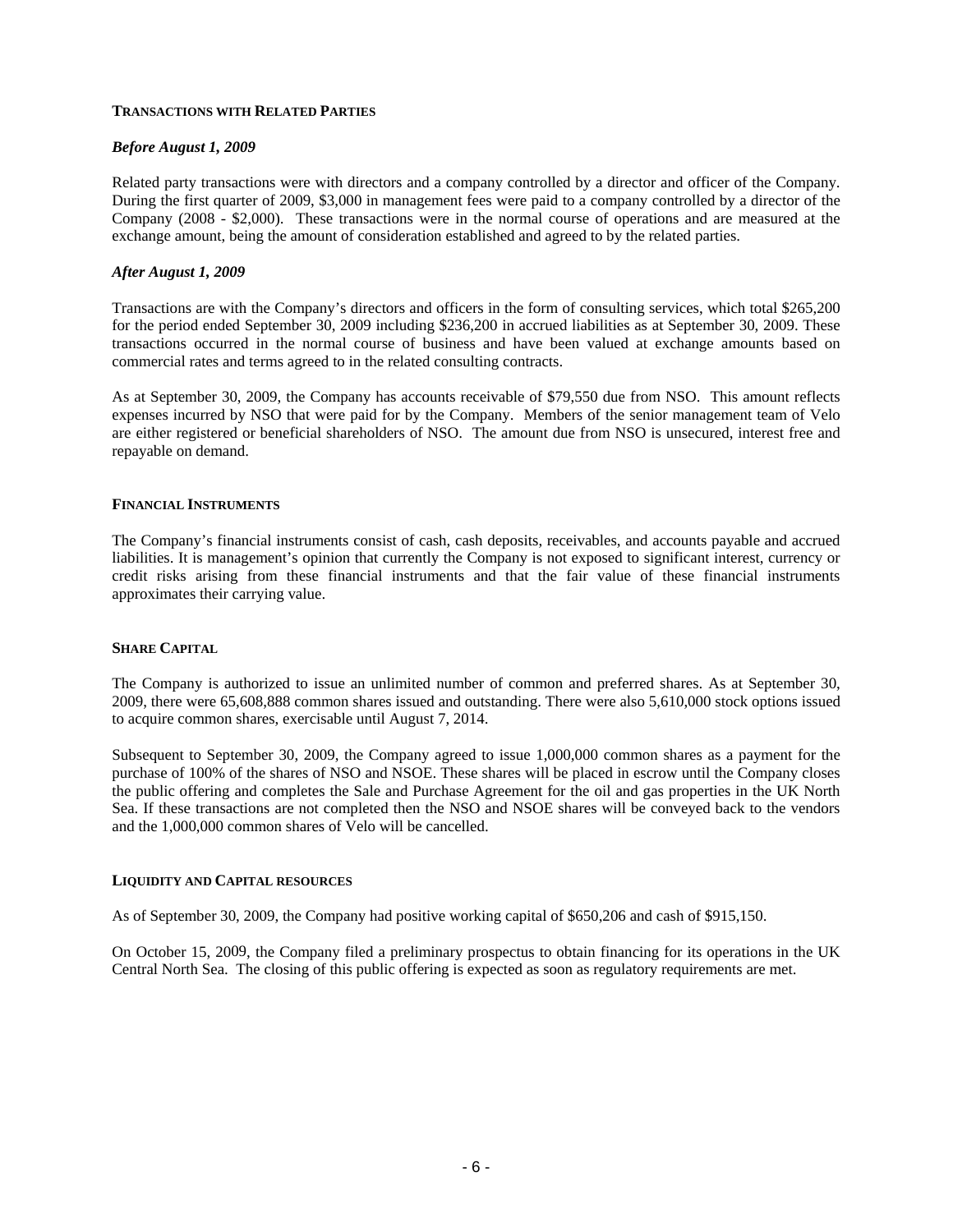## TRANSACTIONS WITH RELATED PARTIES

### *Before August 1, 2009*

Related party transactions were with directors and a company controlled by a director and officer of the Company. During the first quarter of 2009, $3,000 in management fees were paid to a company controlled by a director of the Company (2008 - $2,000). These transactions were in the normal course of operations and are measured at the exchange amount, being the amount of consideration established and agreed to by the related parties.

### *After August 1, 2009*

Transactions are with the Company's directors and officers in the form of consulting services, which total $265,200 for the period ended September 30, 2009 including $236,200 in accrued liabilities as at September 30, 2009. These transactions occurred in the normal course of business and have been valued at exchange amounts based on commercial rates and terms agreed to in the related consulting contracts.

As at September 30, 2009, the Company has accounts receivable of $79,550 due from NSO. This amount reflects expenses incurred by NSO that were paid for by the Company. Members of the senior management team of Velo are either registered or beneficial shareholders of NSO. The amount due from NSO is unsecured, interest free and repayable on demand.

## FINANCIAL INSTRUMENTS

The Company's financial instruments consist of cash, cash deposits, receivables, and accounts payable and accrued liabilities. It is management's opinion that currently the Company is not exposed to significant interest, currency or credit risks arising from these financial instruments and that the fair value of these financial instruments approximates their carrying value.

## SHARE CAPITAL

The Company is authorized to issue an unlimited number of common and preferred shares. As at September 30, 2009, there were 65,608,888 common shares issued and outstanding. There were also 5,610,000 stock options issued to acquire common shares, exercisable until August 7, 2014.

Subsequent to September 30, 2009, the Company agreed to issue 1,000,000 common shares as a payment for the purchase of 100% of the shares of NSO and NSOE. These shares will be placed in escrow until the Company closes the public offering and completes the Sale and Purchase Agreement for the oil and gas properties in the UK North Sea. If these transactions are not completed then the NSO and NSOE shares will be conveyed back to the vendors and the 1,000,000 common shares of Velo will be cancelled.

## LIQUIDITY AND CAPITAL RESOURCES

As of September 30, 2009, the Company had positive working capital of $650,206 and cash of $915,150.

On October 15, 2009, the Company filed a preliminary prospectus to obtain financing for its operations in the UK Central North Sea. The closing of this public offering is expected as soon as regulatory requirements are met.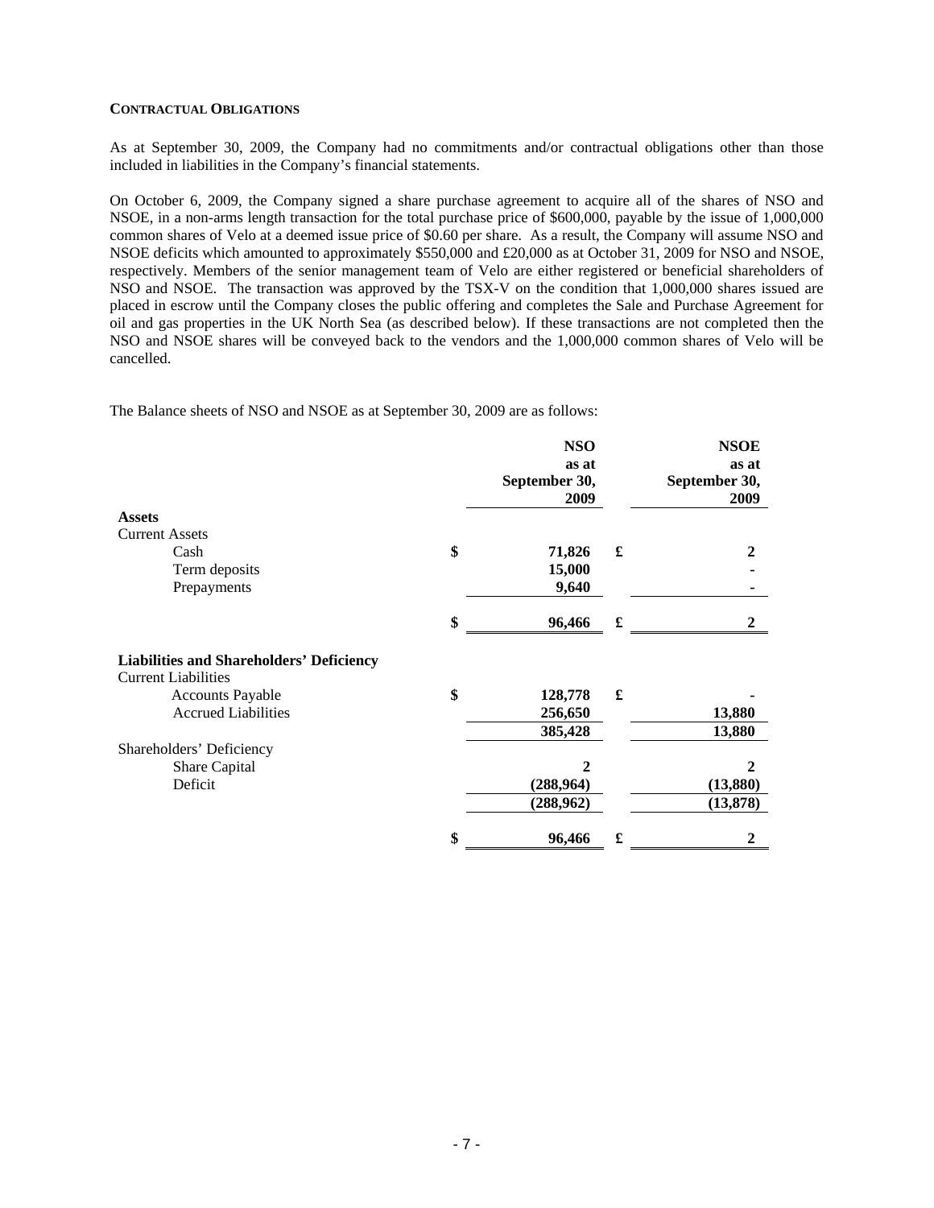**CONTRACTUAL OBLIGATIONS**

As at September 30, 2009, the Company had no commitments and/or contractual obligations other than those included in liabilities in the Company's financial statements.

On October 6, 2009, the Company signed a share purchase agreement to acquire all of the shares of NSO and NSOE, in a non-arms length transaction for the total purchase price of $600,000, payable by the issue of 1,000,000 common shares of Velo at a deemed issue price of $0.60 per share. As a result, the Company will assume NSO and NSOE deficits which amounted to approximately $550,000 and £20,000 as at October 31, 2009 for NSO and NSOE, respectively. Members of the senior management team of Velo are either registered or beneficial shareholders of NSO and NSOE. The transaction was approved by the TSX-V on the condition that 1,000,000 shares issued are placed in escrow until the Company closes the public offering and completes the Sale and Purchase Agreement for oil and gas properties in the UK North Sea (as described below). If these transactions are not completed then the NSO and NSOE shares will be conveyed back to the vendors and the 1,000,000 common shares of Velo will be cancelled.

The Balance sheets of NSO and NSOE as at September 30, 2009 are as follows:

| | | NSO as at September 30, 2009 | | NSOE as at September 30, 2009 |
|---|---|---|---|---|
| **Assets** | | | | |
| Current Assets | | | | |
| Cash | $ | 71,826 | £ | 2 |
| Term deposits | | 15,000 | | - |
| Prepayments | | 9,640 | | - |
| | $ | 96,466 | £ | 2 |
| **Liabilities and Shareholders' Deficiency** | | | | |
| Current Liabilities | | | | |
| Accounts Payable | $ | 128,778 | £ | - |
| Accrued Liabilities | | 256,650 | | 13,880 |
| | | 385,428 | | 13,880 |
| Shareholders' Deficiency | | | | |
| Share Capital | | 2 | | 2 |
| Deficit | | (288,964) | | (13,880) |
| | | (288,962) | | (13,878) |
| | $ | 96,466 | £ | 2 |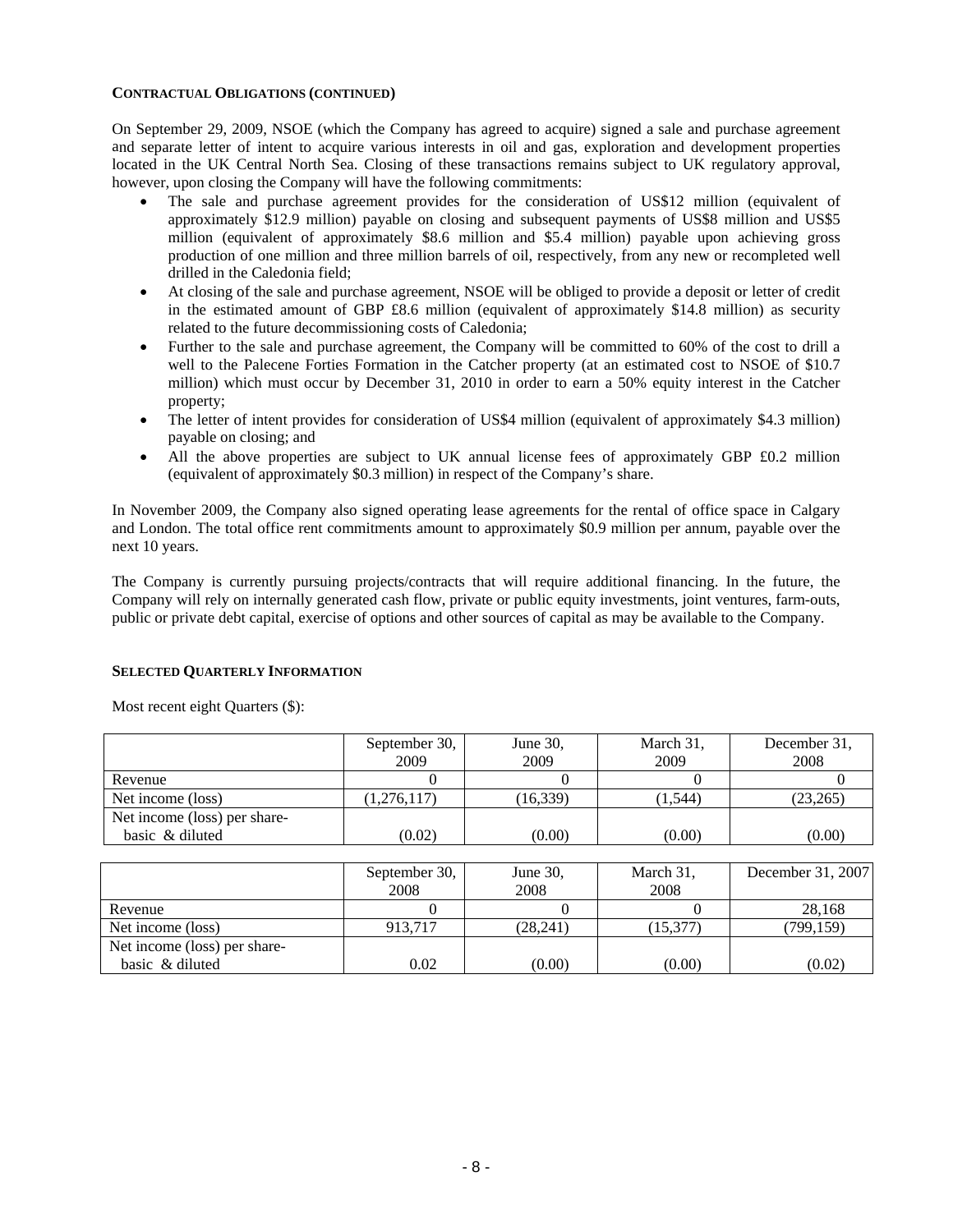**CONTRACTUAL OBLIGATIONS (CONTINUED)**

On September 29, 2009, NSOE (which the Company has agreed to acquire) signed a sale and purchase agreement and separate letter of intent to acquire various interests in oil and gas, exploration and development properties located in the UK Central North Sea. Closing of these transactions remains subject to UK regulatory approval, however, upon closing the Company will have the following commitments:

- The sale and purchase agreement provides for the consideration of US$12 million (equivalent of approximately $12.9 million) payable on closing and subsequent payments of US$8 million and US$5 million (equivalent of approximately $8.6 million and $5.4 million) payable upon achieving gross production of one million and three million barrels of oil, respectively, from any new or recompleted well drilled in the Caledonia field;
- At closing of the sale and purchase agreement, NSOE will be obliged to provide a deposit or letter of credit in the estimated amount of GBP £8.6 million (equivalent of approximately $14.8 million) as security related to the future decommissioning costs of Caledonia;
- Further to the sale and purchase agreement, the Company will be committed to 60% of the cost to drill a well to the Palecene Forties Formation in the Catcher property (at an estimated cost to NSOE of $10.7 million) which must occur by December 31, 2010 in order to earn a 50% equity interest in the Catcher property;
- The letter of intent provides for consideration of US$4 million (equivalent of approximately $4.3 million) payable on closing; and
- All the above properties are subject to UK annual license fees of approximately GBP £0.2 million (equivalent of approximately $0.3 million) in respect of the Company's share.

In November 2009, the Company also signed operating lease agreements for the rental of office space in Calgary and London. The total office rent commitments amount to approximately $0.9 million per annum, payable over the next 10 years.

The Company is currently pursuing projects/contracts that will require additional financing. In the future, the Company will rely on internally generated cash flow, private or public equity investments, joint ventures, farm-outs, public or private debt capital, exercise of options and other sources of capital as may be available to the Company.

**SELECTED QUARTERLY INFORMATION**

Most recent eight Quarters ($):

| | September 30, 2009 | June 30, 2009 | March 31, 2009 | December 31, 2008 |
|---|---|---|---|---|
| Revenue | 0 | 0 | 0 | 0 |
| Net income (loss) | (1,276,117) | (16,339) | (1,544) | (23,265) |
| Net income (loss) per share- basic & diluted | (0.02) | (0.00) | (0.00) | (0.00) |

| | September 30, 2008 | June 30, 2008 | March 31, 2008 | December 31, 2007 |
|---|---|---|---|---|
| Revenue | 0 | 0 | 0 | 28,168 |
| Net income (loss) | 913,717 | (28,241) | (15,377) | (799,159) |
| Net income (loss) per share- basic & diluted | 0.02 | (0.00) | (0.00) | (0.02) |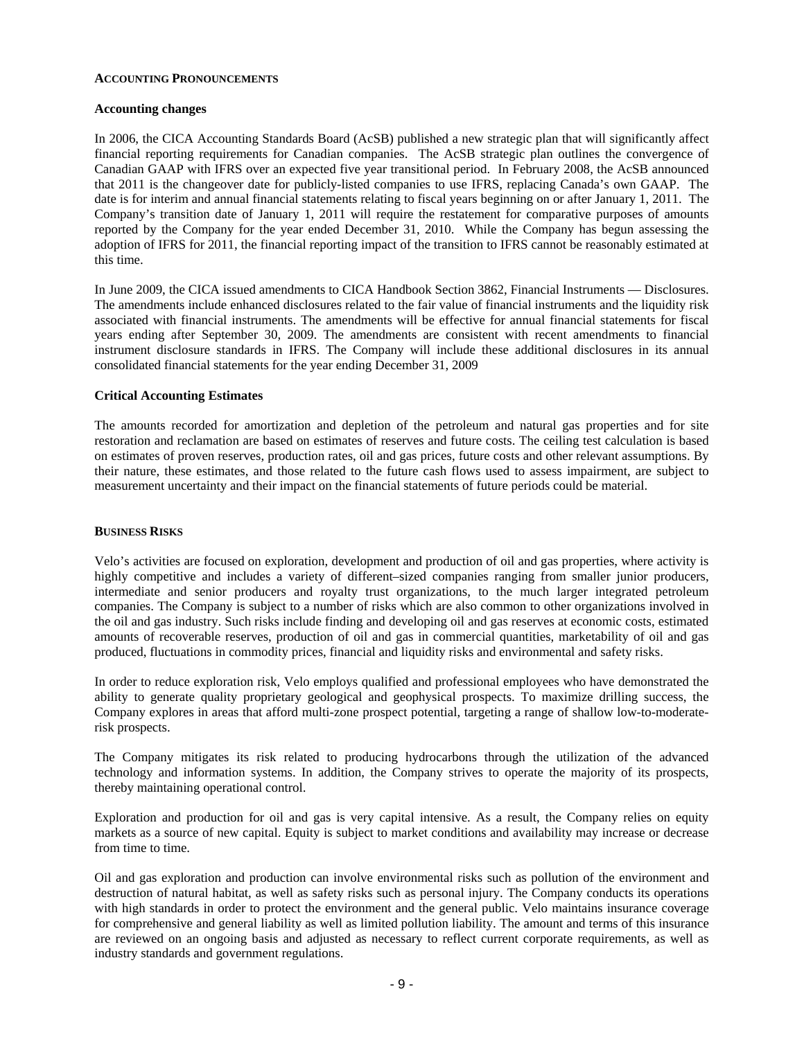## ACCOUNTING PRONOUNCEMENTS

### Accounting changes

In 2006, the CICA Accounting Standards Board (AcSB) published a new strategic plan that will significantly affect financial reporting requirements for Canadian companies. The AcSB strategic plan outlines the convergence of Canadian GAAP with IFRS over an expected five year transitional period. In February 2008, the AcSB announced that 2011 is the changeover date for publicly-listed companies to use IFRS, replacing Canada's own GAAP. The date is for interim and annual financial statements relating to fiscal years beginning on or after January 1, 2011. The Company's transition date of January 1, 2011 will require the restatement for comparative purposes of amounts reported by the Company for the year ended December 31, 2010. While the Company has begun assessing the adoption of IFRS for 2011, the financial reporting impact of the transition to IFRS cannot be reasonably estimated at this time.

In June 2009, the CICA issued amendments to CICA Handbook Section 3862, Financial Instruments — Disclosures. The amendments include enhanced disclosures related to the fair value of financial instruments and the liquidity risk associated with financial instruments. The amendments will be effective for annual financial statements for fiscal years ending after September 30, 2009. The amendments are consistent with recent amendments to financial instrument disclosure standards in IFRS. The Company will include these additional disclosures in its annual consolidated financial statements for the year ending December 31, 2009

### Critical Accounting Estimates

The amounts recorded for amortization and depletion of the petroleum and natural gas properties and for site restoration and reclamation are based on estimates of reserves and future costs. The ceiling test calculation is based on estimates of proven reserves, production rates, oil and gas prices, future costs and other relevant assumptions. By their nature, these estimates, and those related to the future cash flows used to assess impairment, are subject to measurement uncertainty and their impact on the financial statements of future periods could be material.

## BUSINESS RISKS

Velo's activities are focused on exploration, development and production of oil and gas properties, where activity is highly competitive and includes a variety of different–sized companies ranging from smaller junior producers, intermediate and senior producers and royalty trust organizations, to the much larger integrated petroleum companies. The Company is subject to a number of risks which are also common to other organizations involved in the oil and gas industry. Such risks include finding and developing oil and gas reserves at economic costs, estimated amounts of recoverable reserves, production of oil and gas in commercial quantities, marketability of oil and gas produced, fluctuations in commodity prices, financial and liquidity risks and environmental and safety risks.

In order to reduce exploration risk, Velo employs qualified and professional employees who have demonstrated the ability to generate quality proprietary geological and geophysical prospects. To maximize drilling success, the Company explores in areas that afford multi-zone prospect potential, targeting a range of shallow low-to-moderate-risk prospects.

The Company mitigates its risk related to producing hydrocarbons through the utilization of the advanced technology and information systems. In addition, the Company strives to operate the majority of its prospects, thereby maintaining operational control.

Exploration and production for oil and gas is very capital intensive. As a result, the Company relies on equity markets as a source of new capital. Equity is subject to market conditions and availability may increase or decrease from time to time.

Oil and gas exploration and production can involve environmental risks such as pollution of the environment and destruction of natural habitat, as well as safety risks such as personal injury. The Company conducts its operations with high standards in order to protect the environment and the general public. Velo maintains insurance coverage for comprehensive and general liability as well as limited pollution liability. The amount and terms of this insurance are reviewed on an ongoing basis and adjusted as necessary to reflect current corporate requirements, as well as industry standards and government regulations.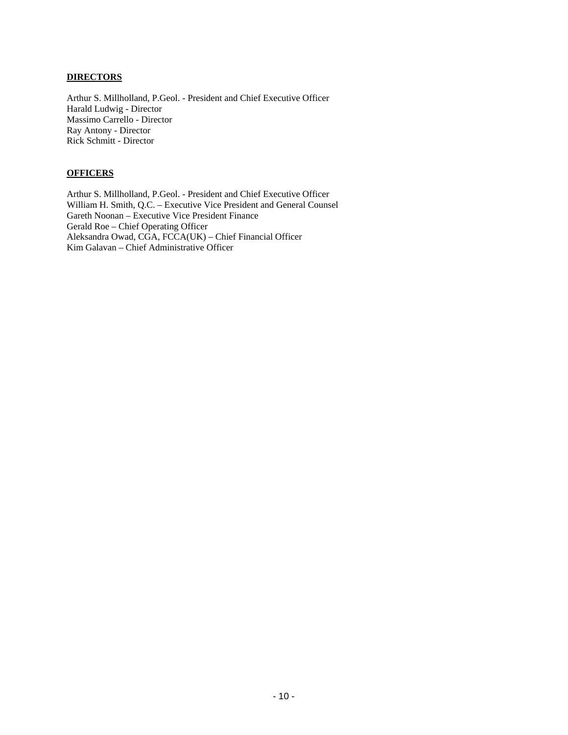**DIRECTORS**

Arthur S. Millholland, P.Geol. - President and Chief Executive Officer
Harald Ludwig - Director
Massimo Carrello - Director
Ray Antony - Director
Rick Schmitt - Director

**OFFICERS**

Arthur S. Millholland, P.Geol. - President and Chief Executive Officer
William H. Smith, Q.C. – Executive Vice President and General Counsel
Gareth Noonan – Executive Vice President Finance
Gerald Roe – Chief Operating Officer
Aleksandra Owad, CGA, FCCA(UK) – Chief Financial Officer
Kim Galavan – Chief Administrative Officer